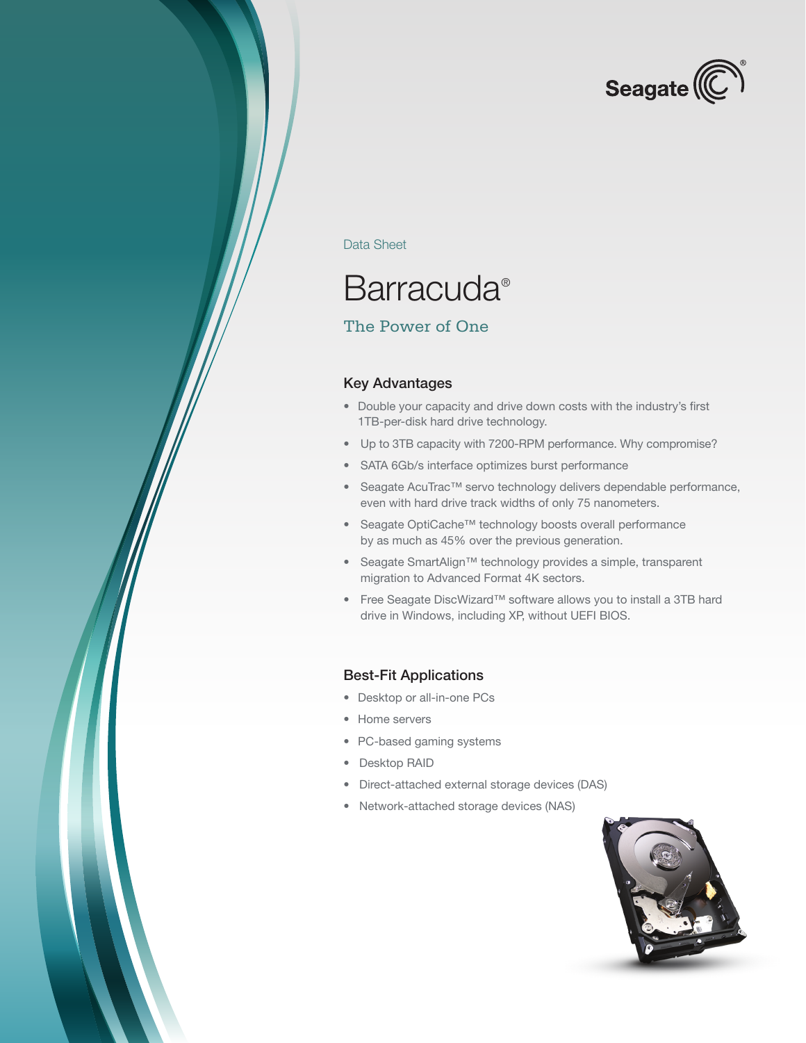Seagate®

Data Sheet

# Barracuda®

## The Power of One

### Key Advantages

- Double your capacity and drive down costs with the industry's first 1TB-per-disk hard drive technology.
- Up to 3TB capacity with 7200-RPM performance. Why compromise?
- SATA 6Gb/s interface optimizes burst performance
- Seagate AcuTrac™ servo technology delivers dependable performance, even with hard drive track widths of only 75 nanometers.
- Seagate OptiCache™ technology boosts overall performance by as much as 45% over the previous generation.
- Seagate SmartAlign™ technology provides a simple, transparent migration to Advanced Format 4K sectors.
- Free Seagate DiscWizard™ software allows you to install a 3TB hard drive in Windows, including XP, without UEFI BIOS.

### Best-Fit Applications

- Desktop or all-in-one PCs
- Home servers
- PC-based gaming systems
- Desktop RAID
- Direct-attached external storage devices (DAS)
- Network-attached storage devices (NAS)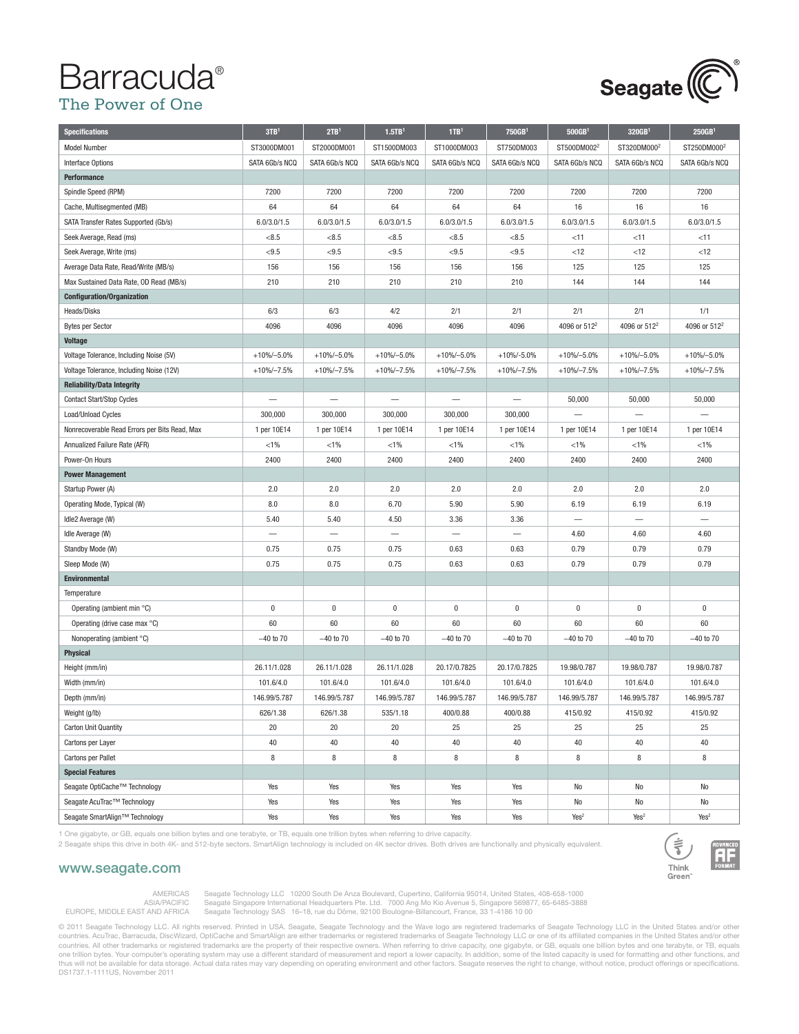# Barracuda®

## The Power of One

| Specifications | 3TB[1] | 2TB[1] | 1.5TB[1] | 1TB[1] | 750GB[1] | 500GB[1] | 320GB[1] | 250GB[1] |
|---|---|---|---|---|---|---|---|---|
| Model Number | ST3000DM001 | ST2000DM001 | ST1500DM003 | ST1000DM003 | ST750DM003 | ST500DM002[2] | ST320DM000[2] | ST250DM000[2] |
| Interface Options | SATA 6Gb/s NCQ | SATA 6Gb/s NCQ | SATA 6Gb/s NCQ | SATA 6Gb/s NCQ | SATA 6Gb/s NCQ | SATA 6Gb/s NCQ | SATA 6Gb/s NCQ | SATA 6Gb/s NCQ |
| **Performance** | | | | | | | | |
| Spindle Speed (RPM) | 7200 | 7200 | 7200 | 7200 | 7200 | 7200 | 7200 | 7200 |
| Cache, Multisegmented (MB) | 64 | 64 | 64 | 64 | 64 | 16 | 16 | 16 |
| SATA Transfer Rates Supported (Gb/s) | 6.0/3.0/1.5 | 6.0/3.0/1.5 | 6.0/3.0/1.5 | 6.0/3.0/1.5 | 6.0/3.0/1.5 | 6.0/3.0/1.5 | 6.0/3.0/1.5 | 6.0/3.0/1.5 |
| Seek Average, Read (ms) | <8.5 | <8.5 | <8.5 | <8.5 | <8.5 | <11 | <11 | <11 |
| Seek Average, Write (ms) | <9.5 | <9.5 | <9.5 | <9.5 | <9.5 | <12 | <12 | <12 |
| Average Data Rate, Read/Write (MB/s) | 156 | 156 | 156 | 156 | 156 | 125 | 125 | 125 |
| Max Sustained Data Rate, OD Read (MB/s) | 210 | 210 | 210 | 210 | 210 | 144 | 144 | 144 |
| **Configuration/Organization** | | | | | | | | |
| Heads/Disks | 6/3 | 6/3 | 4/2 | 2/1 | 2/1 | 2/1 | 2/1 | 1/1 |
| Bytes per Sector | 4096 | 4096 | 4096 | 4096 | 4096 | 4096 or 512[2] | 4096 or 512[2] | 4096 or 512[2] |
| **Voltage** | | | | | | | | |
| Voltage Tolerance, Including Noise (5V) | +10%/–5.0% | +10%/–5.0% | +10%/–5.0% | +10%/–5.0% | +10%/-5.0% | +10%/–5.0% | +10%/–5.0% | +10%/–5.0% |
| Voltage Tolerance, Including Noise (12V) | +10%/–7.5% | +10%/–7.5% | +10%/–7.5% | +10%/–7.5% | +10%/–7.5% | +10%/–7.5% | +10%/–7.5% | +10%/–7.5% |
| **Reliability/Data Integrity** | | | | | | | | |
| Contact Start/Stop Cycles | — | — | — | — | — | 50,000 | 50,000 | 50,000 |
| Load/Unload Cycles | 300,000 | 300,000 | 300,000 | 300,000 | 300,000 | — | — | — |
| Nonrecoverable Read Errors per Bits Read, Max | 1 per 10E14 | 1 per 10E14 | 1 per 10E14 | 1 per 10E14 | 1 per 10E14 | 1 per 10E14 | 1 per 10E14 | 1 per 10E14 |
| Annualized Failure Rate (AFR) | <1% | <1% | <1% | <1% | <1% | <1% | <1% | <1% |
| Power-On Hours | 2400 | 2400 | 2400 | 2400 | 2400 | 2400 | 2400 | 2400 |
| **Power Management** | | | | | | | | |
| Startup Power (A) | 2.0 | 2.0 | 2.0 | 2.0 | 2.0 | 2.0 | 2.0 | 2.0 |
| Operating Mode, Typical (W) | 8.0 | 8.0 | 6.70 | 5.90 | 5.90 | 6.19 | 6.19 | 6.19 |
| Idle2 Average (W) | 5.40 | 5.40 | 4.50 | 3.36 | 3.36 | — | — | — |
| Idle Average (W) | — | — | — | — | — | 4.60 | 4.60 | 4.60 |
| Standby Mode (W) | 0.75 | 0.75 | 0.75 | 0.63 | 0.63 | 0.79 | 0.79 | 0.79 |
| Sleep Mode (W) | 0.75 | 0.75 | 0.75 | 0.63 | 0.63 | 0.79 | 0.79 | 0.79 |
| **Environmental** | | | | | | | | |
| Temperature | | | | | | | | |
| Operating (ambient min °C) | 0 | 0 | 0 | 0 | 0 | 0 | 0 | 0 |
| Operating (drive case max °C) | 60 | 60 | 60 | 60 | 60 | 60 | 60 | 60 |
| Nonoperating (ambient °C) | –40 to 70 | –40 to 70 | –40 to 70 | –40 to 70 | –40 to 70 | –40 to 70 | –40 to 70 | –40 to 70 |
| **Physical** | | | | | | | | |
| Height (mm/in) | 26.11/1.028 | 26.11/1.028 | 26.11/1.028 | 20.17/0.7825 | 20.17/0.7825 | 19.98/0.787 | 19.98/0.787 | 19.98/0.787 |
| Width (mm/in) | 101.6/4.0 | 101.6/4.0 | 101.6/4.0 | 101.6/4.0 | 101.6/4.0 | 101.6/4.0 | 101.6/4.0 | 101.6/4.0 |
| Depth (mm/in) | 146.99/5.787 | 146.99/5.787 | 146.99/5.787 | 146.99/5.787 | 146.99/5.787 | 146.99/5.787 | 146.99/5.787 | 146.99/5.787 |
| Weight (g/lb) | 626/1.38 | 626/1.38 | 535/1.18 | 400/0.88 | 400/0.88 | 415/0.92 | 415/0.92 | 415/0.92 |
| Carton Unit Quantity | 20 | 20 | 20 | 25 | 25 | 25 | 25 | 25 |
| Cartons per Layer | 40 | 40 | 40 | 40 | 40 | 40 | 40 | 40 |
| Cartons per Pallet | 8 | 8 | 8 | 8 | 8 | 8 | 8 | 8 |
| **Special Features** | | | | | | | | |
| Seagate OptiCache™ Technology | Yes | Yes | Yes | Yes | Yes | No | No | No |
| Seagate AcuTrac™ Technology | Yes | Yes | Yes | Yes | Yes | No | No | No |
| Seagate SmartAlign™ Technology | Yes | Yes | Yes | Yes | Yes | Yes[2] | Yes[2] | Yes[2] |

1 One gigabyte, or GB, equals one billion bytes and one terabyte, or TB, equals one trillion bytes when referring to drive capacity.

2 Seagate ships this drive in both 4K- and 512-byte sectors. SmartAlign technology is included on 4K sector drives. Both drives are functionally and physically equivalent.

www.seagate.com

AMERICAS Seagate Technology LLC 10200 South De Anza Boulevard, Cupertino, California 95014, United States, 408-658-1000
ASIA/PACIFIC Seagate Singapore International Headquarters Pte. Ltd. 7000 Ang Mo Kio Avenue 5, Singapore 569877, 65-6485-3888
EUROPE, MIDDLE EAST AND AFRICA Seagate Technology SAS 16–18, rue du Dôme, 92100 Boulogne-Billancourt, France, 33 1-4186 10 00

© 2011 Seagate Technology LLC. All rights reserved. Printed in USA. Seagate, Seagate Technology and the Wave logo are registered trademarks of Seagate Technology LLC in the United States and/or other countries. AcuTrac, Barracuda, DiscWizard, OptiCache and SmartAlign are either trademarks or registered trademarks of Seagate Technology LLC or one of its affiliated companies in the United States and/or other countries. All other trademarks or registered trademarks are the property of their respective owners. When referring to drive capacity, one gigabyte, or GB, equals one billion bytes and one terabyte, or TB, equals one trillion bytes. Your computer's operating system may use a different standard of measurement and report a lower capacity. In addition, some of the listed capacity is used for formatting and other functions, and thus will not be available for data storage. Actual data rates may vary depending on operating environment and other factors. Seagate reserves the right to change, without notice, product offerings or specifications. DS1737.1-1111US, November 2011